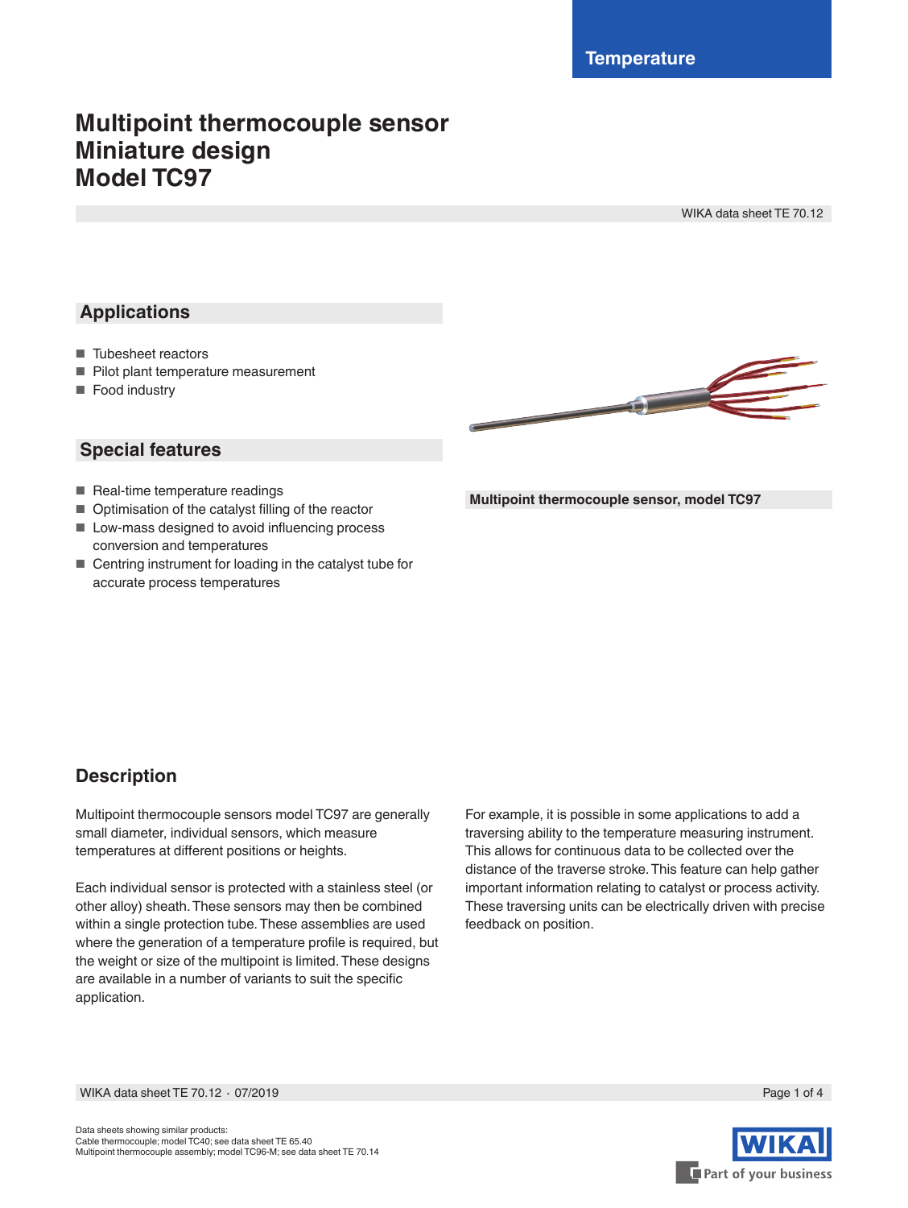Temperature

# Multipoint thermocouple sensor
# Miniature design
# Model TC97

WIKA data sheet TE 70.12

## Applications

- Tubesheet reactors
- Pilot plant temperature measurement
- Food industry

## Special features

- Real-time temperature readings
- Optimisation of the catalyst filling of the reactor
- Low-mass designed to avoid influencing process conversion and temperatures
- Centring instrument for loading in the catalyst tube for accurate process temperatures

**Multipoint thermocouple sensor, model TC97**

## Description

Multipoint thermocouple sensors model TC97 are generally small diameter, individual sensors, which measure temperatures at different positions or heights.

Each individual sensor is protected with a stainless steel (or other alloy) sheath. These sensors may then be combined within a single protection tube. These assemblies are used where the generation of a temperature profile is required, but the weight or size of the multipoint is limited. These designs are available in a number of variants to suit the specific application.

For example, it is possible in some applications to add a traversing ability to the temperature measuring instrument. This allows for continuous data to be collected over the distance of the traverse stroke. This feature can help gather important information relating to catalyst or process activity. These traversing units can be electrically driven with precise feedback on position.

Data sheets showing similar products:
Cable thermocouple; model TC40; see data sheet TE 65.40
Multipoint thermocouple assembly; model TC96-M; see data sheet TE 70.14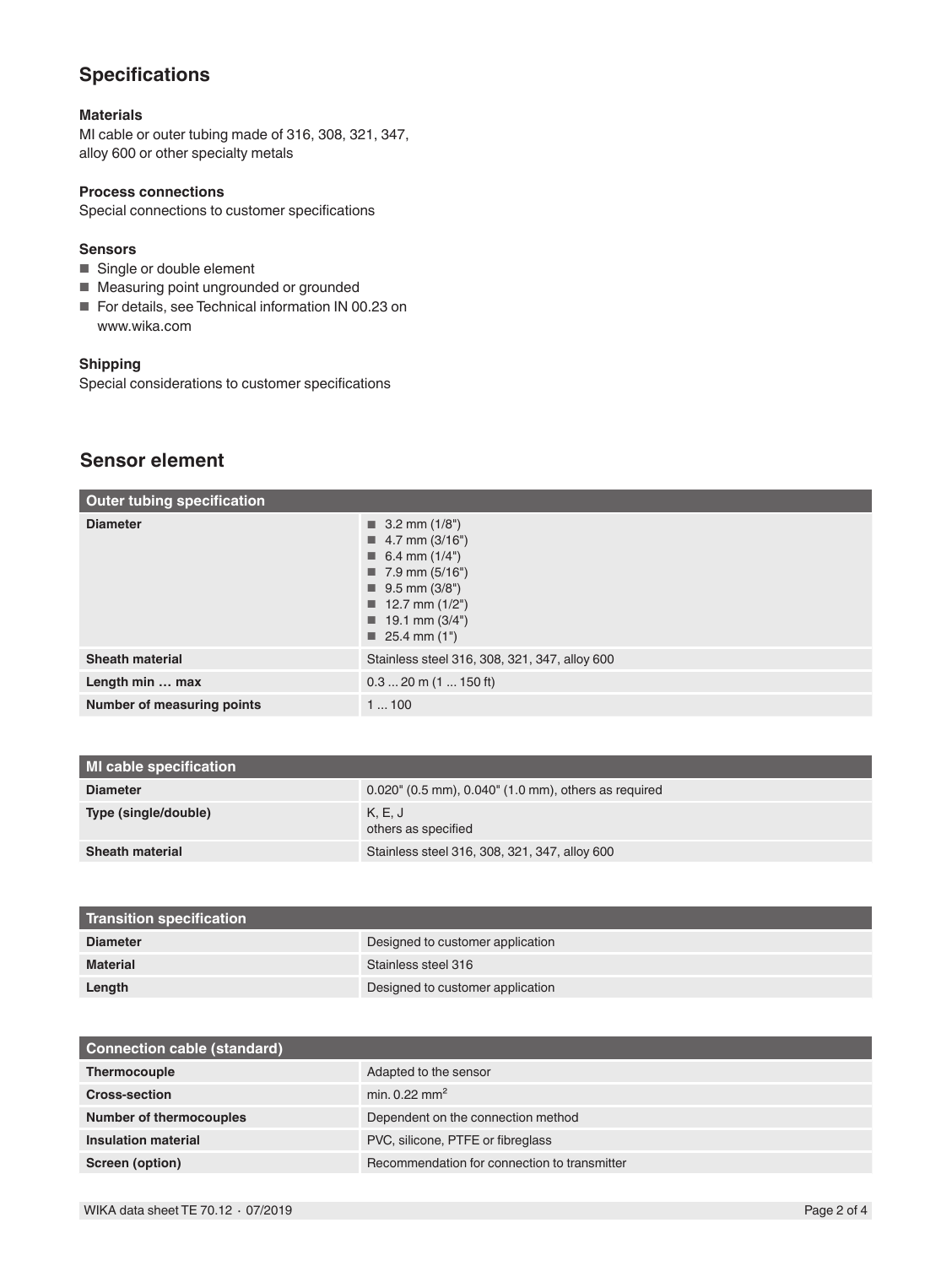## Specifications

### Materials

MI cable or outer tubing made of 316, 308, 321, 347, alloy 600 or other specialty metals

### Process connections

Special connections to customer specifications

### Sensors

- Single or double element
- Measuring point ungrounded or grounded
- For details, see Technical information IN 00.23 on www.wika.com

### Shipping

Special considerations to customer specifications

## Sensor element

| Outer tubing specification | |
|---|---|
| **Diameter** | ■ 3.2 mm (1/8")<br>■ 4.7 mm (3/16")<br>■ 6.4 mm (1/4")<br>■ 7.9 mm (5/16")<br>■ 9.5 mm (3/8")<br>■ 12.7 mm (1/2")<br>■ 19.1 mm (3/4")<br>■ 25.4 mm (1") |
| **Sheath material** | Stainless steel 316, 308, 321, 347, alloy 600 |
| **Length min … max** | 0.3 ... 20 m (1 ... 150 ft) |
| **Number of measuring points** | 1 ... 100 |

| MI cable specification | |
|---|---|
| **Diameter** | 0.020" (0.5 mm), 0.040" (1.0 mm), others as required |
| **Type (single/double)** | K, E, J<br>others as specified |
| **Sheath material** | Stainless steel 316, 308, 321, 347, alloy 600 |

| Transition specification | |
|---|---|
| **Diameter** | Designed to customer application |
| **Material** | Stainless steel 316 |
| **Length** | Designed to customer application |

| Connection cable (standard) | |
|---|---|
| **Thermocouple** | Adapted to the sensor |
| **Cross-section** | min. 0.22 $mm^2$ |
| **Number of thermocouples** | Dependent on the connection method |
| **Insulation material** | PVC, silicone, PTFE or fibreglass |
| **Screen (option)** | Recommendation for connection to transmitter |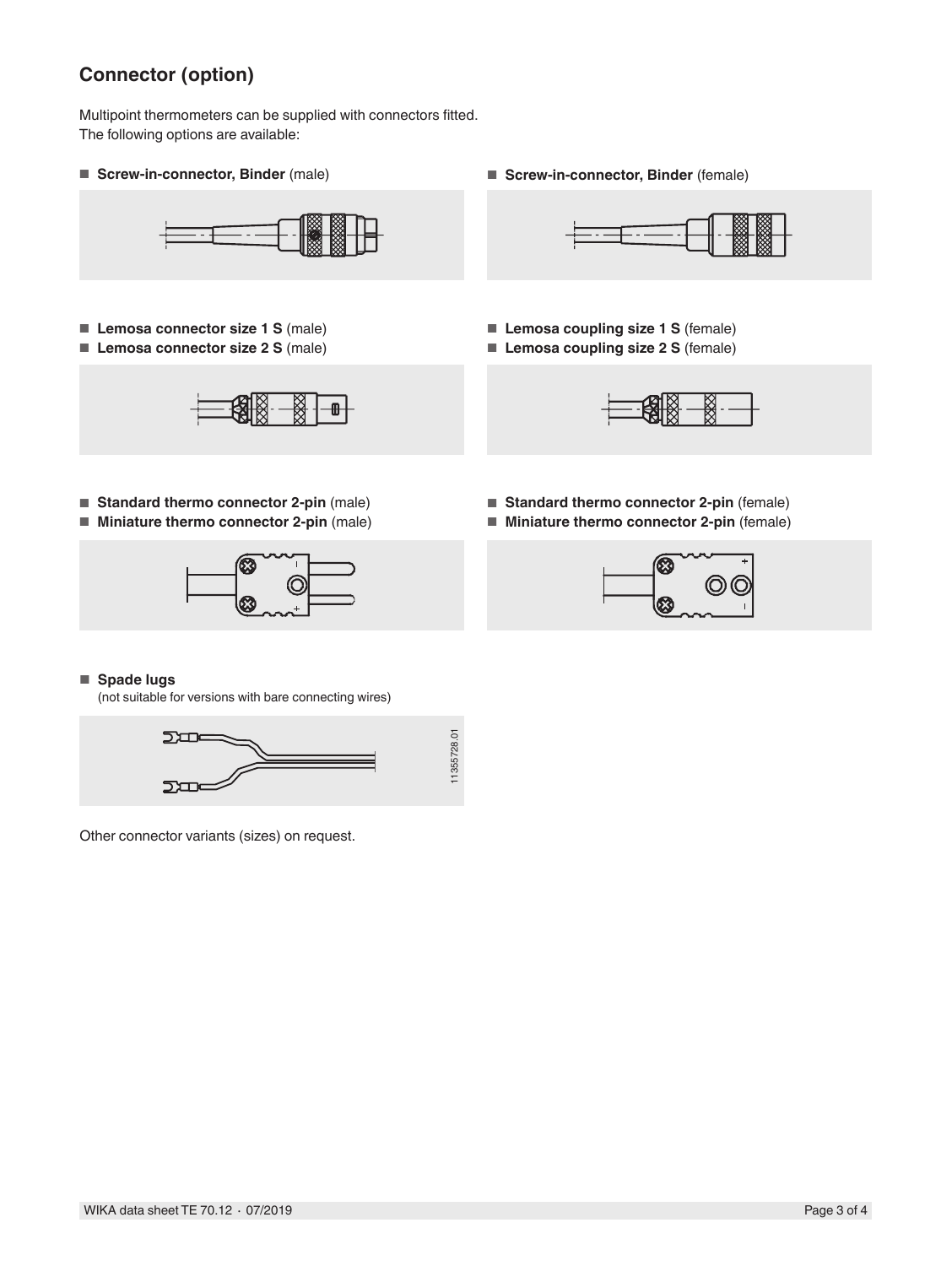## Connector (option)

Multipoint thermometers can be supplied with connectors fitted.
The following options are available:

- **Screw-in-connector, Binder** (male)
- **Screw-in-connector, Binder** (female)

- **Lemosa connector size 1 S** (male)
- **Lemosa connector size 2 S** (male)

- **Lemosa coupling size 1 S** (female)
- **Lemosa coupling size 2 S** (female)

- **Standard thermo connector 2-pin** (male)
- **Miniature thermo connector 2-pin** (male)

- **Standard thermo connector 2-pin** (female)
- **Miniature thermo connector 2-pin** (female)

- **Spade lugs**
  (not suitable for versions with bare connecting wires)

11355728.01

Other connector variants (sizes) on request.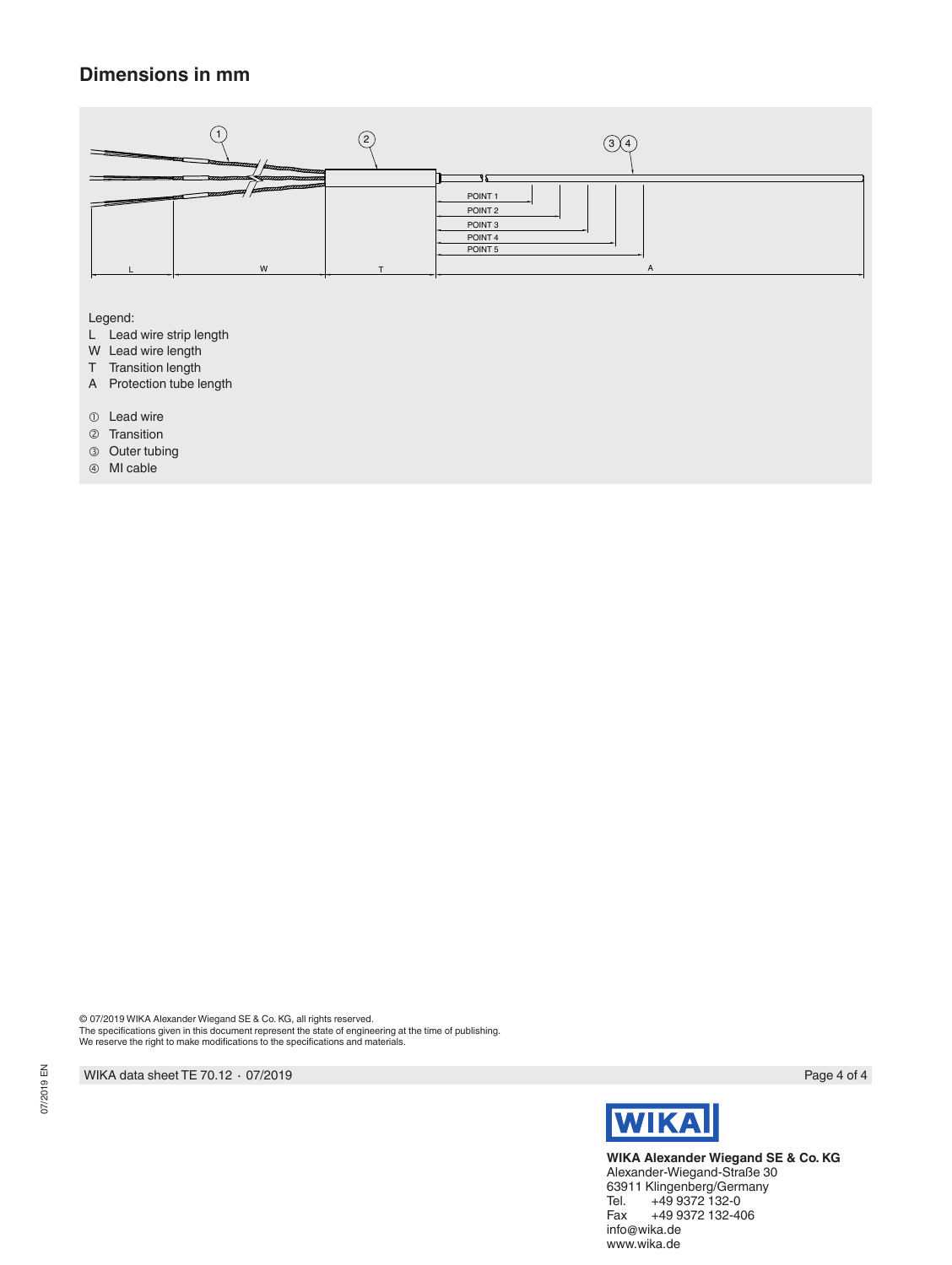## Dimensions in mm

1
2
3 4

POINT 1
POINT 2
POINT 3
POINT 4
POINT 5

L
W
T
A

Legend:

L Lead wire strip length
W Lead wire length
T Transition length
A Protection tube length

① Lead wire
② Transition
③ Outer tubing
④ MI cable

© 07/2019 WIKA Alexander Wiegand SE & Co. KG, all rights reserved.
The specifications given in this document represent the state of engineering at the time of publishing.
We reserve the right to make modifications to the specifications and materials.

**WIKA Alexander Wiegand SE & Co. KG**
Alexander-Wiegand-Straße 30
63911 Klingenberg/Germany
Tel. +49 9372 132-0
Fax +49 9372 132-406
info@wika.de
www.wika.de